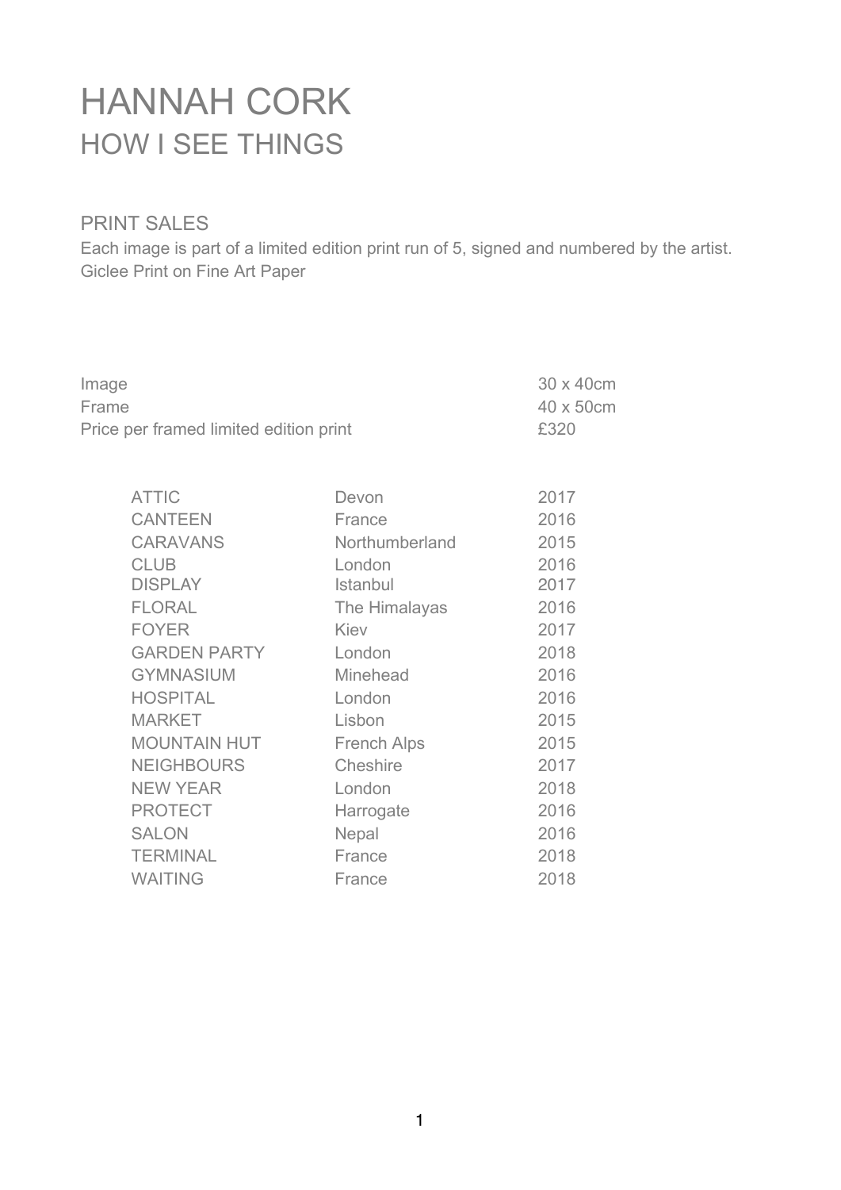# HANNAH CORK

## HOW I SEE THINGS

### PRINT SALES

Each image is part of a limited edition print run of 5, signed and numbered by the artist.
Giclee Print on Fine Art Paper

| | |
|---|---|
| Image | 30 x 40cm |
| Frame | 40 x 50cm |
| Price per framed limited edition print | £320 |

| | | |
|---|---|---|
| ATTIC | Devon | 2017 |
| CANTEEN | France | 2016 |
| CARAVANS | Northumberland | 2015 |
| CLUB | London | 2016 |
| DISPLAY | Istanbul | 2017 |
| FLORAL | The Himalayas | 2016 |
| FOYER | Kiev | 2017 |
| GARDEN PARTY | London | 2018 |
| GYMNASIUM | Minehead | 2016 |
| HOSPITAL | London | 2016 |
| MARKET | Lisbon | 2015 |
| MOUNTAIN HUT | French Alps | 2015 |
| NEIGHBOURS | Cheshire | 2017 |
| NEW YEAR | London | 2018 |
| PROTECT | Harrogate | 2016 |
| SALON | Nepal | 2016 |
| TERMINAL | France | 2018 |
| WAITING | France | 2018 |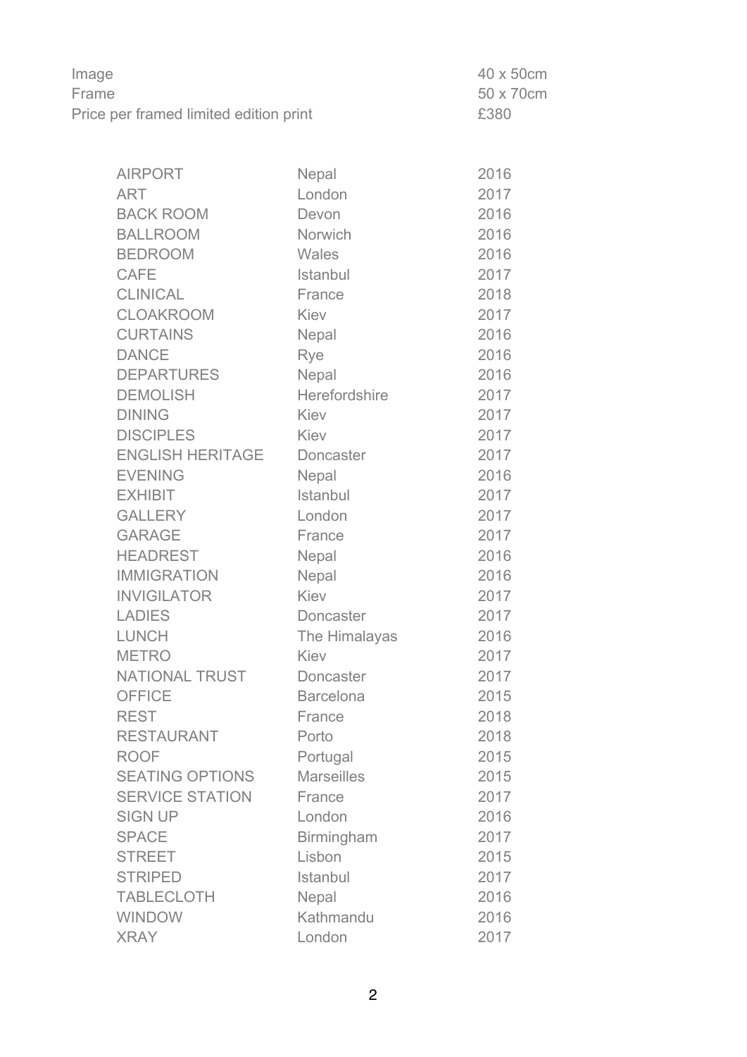| | |
|---|---|
| Image | 40 x 50cm |
| Frame | 50 x 70cm |
| Price per framed limited edition print | £380 |

| | | |
|---|---|---|
| AIRPORT | Nepal | 2016 |
| ART | London | 2017 |
| BACK ROOM | Devon | 2016 |
| BALLROOM | Norwich | 2016 |
| BEDROOM | Wales | 2016 |
| CAFE | Istanbul | 2017 |
| CLINICAL | France | 2018 |
| CLOAKROOM | Kiev | 2017 |
| CURTAINS | Nepal | 2016 |
| DANCE | Rye | 2016 |
| DEPARTURES | Nepal | 2016 |
| DEMOLISH | Herefordshire | 2017 |
| DINING | Kiev | 2017 |
| DISCIPLES | Kiev | 2017 |
| ENGLISH HERITAGE | Doncaster | 2017 |
| EVENING | Nepal | 2016 |
| EXHIBIT | Istanbul | 2017 |
| GALLERY | London | 2017 |
| GARAGE | France | 2017 |
| HEADREST | Nepal | 2016 |
| IMMIGRATION | Nepal | 2016 |
| INVIGILATOR | Kiev | 2017 |
| LADIES | Doncaster | 2017 |
| LUNCH | The Himalayas | 2016 |
| METRO | Kiev | 2017 |
| NATIONAL TRUST | Doncaster | 2017 |
| OFFICE | Barcelona | 2015 |
| REST | France | 2018 |
| RESTAURANT | Porto | 2018 |
| ROOF | Portugal | 2015 |
| SEATING OPTIONS | Marseilles | 2015 |
| SERVICE STATION | France | 2017 |
| SIGN UP | London | 2016 |
| SPACE | Birmingham | 2017 |
| STREET | Lisbon | 2015 |
| STRIPED | Istanbul | 2017 |
| TABLECLOTH | Nepal | 2016 |
| WINDOW | Kathmandu | 2016 |
| XRAY | London | 2017 |